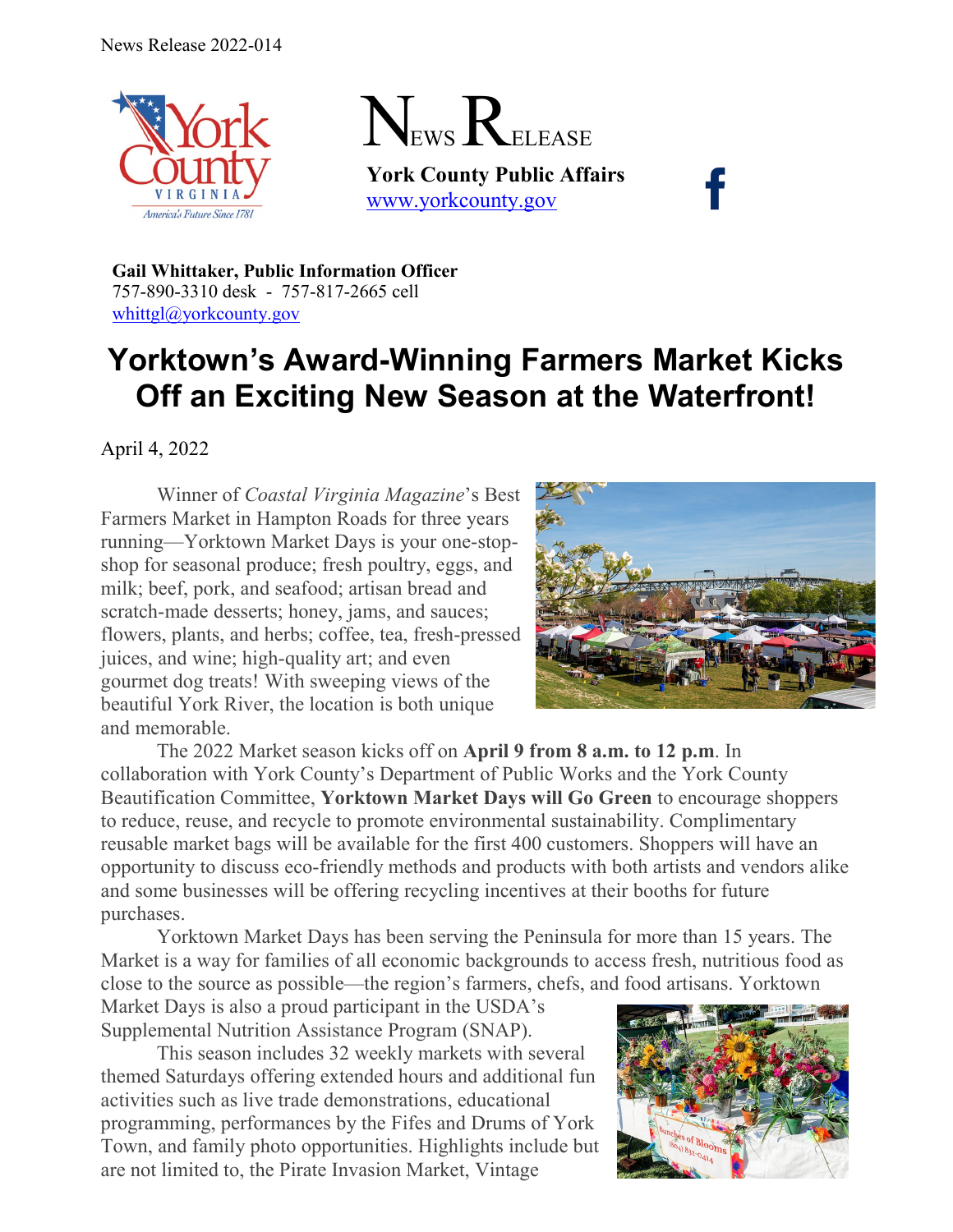News Release 2022-014

NEWS RELEASE

**York County Public Affairs**
[www.yorkcounty.gov](http://www.yorkcounty.gov)

**Gail Whittaker, Public Information Officer**
757-890-3310 desk - 757-817-2665 cell
[whittgl@yorkcounty.gov](mailto:whittgl@yorkcounty.gov)

# Yorktown's Award-Winning Farmers Market Kicks Off an Exciting New Season at the Waterfront!

April 4, 2022

Winner of *Coastal Virginia Magazine*'s Best Farmers Market in Hampton Roads for three years running—Yorktown Market Days is your one-stop-shop for seasonal produce; fresh poultry, eggs, and milk; beef, pork, and seafood; artisan bread and scratch-made desserts; honey, jams, and sauces; flowers, plants, and herbs; coffee, tea, fresh-pressed juices, and wine; high-quality art; and even gourmet dog treats! With sweeping views of the beautiful York River, the location is both unique and memorable.

The 2022 Market season kicks off on **April 9 from 8 a.m. to 12 p.m**. In collaboration with York County's Department of Public Works and the York County Beautification Committee, **Yorktown Market Days will Go Green** to encourage shoppers to reduce, reuse, and recycle to promote environmental sustainability. Complimentary reusable market bags will be available for the first 400 customers. Shoppers will have an opportunity to discuss eco-friendly methods and products with both artists and vendors alike and some businesses will be offering recycling incentives at their booths for future purchases.

Yorktown Market Days has been serving the Peninsula for more than 15 years. The Market is a way for families of all economic backgrounds to access fresh, nutritious food as close to the source as possible—the region's farmers, chefs, and food artisans. Yorktown Market Days is also a proud participant in the USDA's Supplemental Nutrition Assistance Program (SNAP).

This season includes 32 weekly markets with several themed Saturdays offering extended hours and additional fun activities such as live trade demonstrations, educational programming, performances by the Fifes and Drums of York Town, and family photo opportunities. Highlights include but are not limited to, the Pirate Invasion Market, Vintage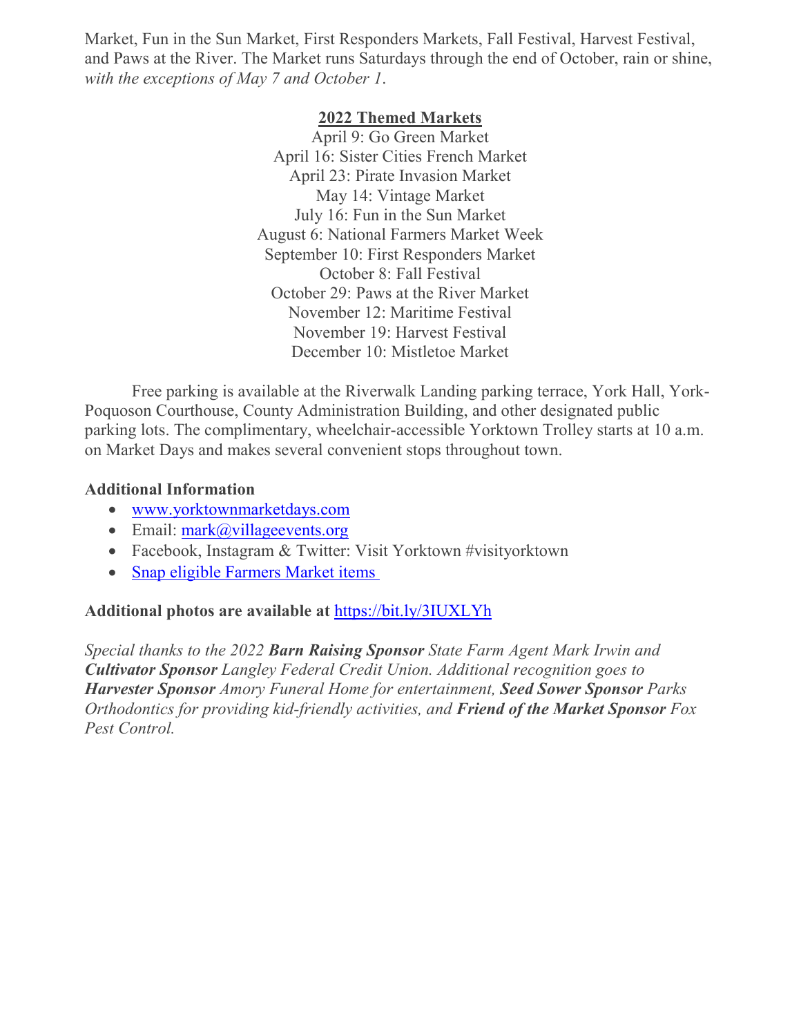Market, Fun in the Sun Market, First Responders Markets, Fall Festival, Harvest Festival, and Paws at the River. The Market runs Saturdays through the end of October, rain or shine, *with the exceptions of May 7 and October 1*.

**2022 Themed Markets**

April 9: Go Green Market
April 16: Sister Cities French Market
April 23: Pirate Invasion Market
May 14: Vintage Market
July 16: Fun in the Sun Market
August 6: National Farmers Market Week
September 10: First Responders Market
October 8: Fall Festival
October 29: Paws at the River Market
November 12: Maritime Festival
November 19: Harvest Festival
December 10: Mistletoe Market

Free parking is available at the Riverwalk Landing parking terrace, York Hall, York-Poquoson Courthouse, County Administration Building, and other designated public parking lots. The complimentary, wheelchair-accessible Yorktown Trolley starts at 10 a.m. on Market Days and makes several convenient stops throughout town.

**Additional Information**

- www.yorktownmarketdays.com
- Email: mark@villageevents.org
- Facebook, Instagram & Twitter: Visit Yorktown #visityorktown
- Snap eligible Farmers Market items

**Additional photos are available at** https://bit.ly/3IUXLYh

*Special thanks to the 2022* ***Barn Raising Sponsor*** *State Farm Agent Mark Irwin and* ***Cultivator Sponsor*** *Langley Federal Credit Union. Additional recognition goes to* ***Harvester Sponsor*** *Amory Funeral Home for entertainment,* ***Seed Sower Sponsor*** *Parks Orthodontics for providing kid-friendly activities, and* ***Friend of the Market Sponsor*** *Fox Pest Control.*